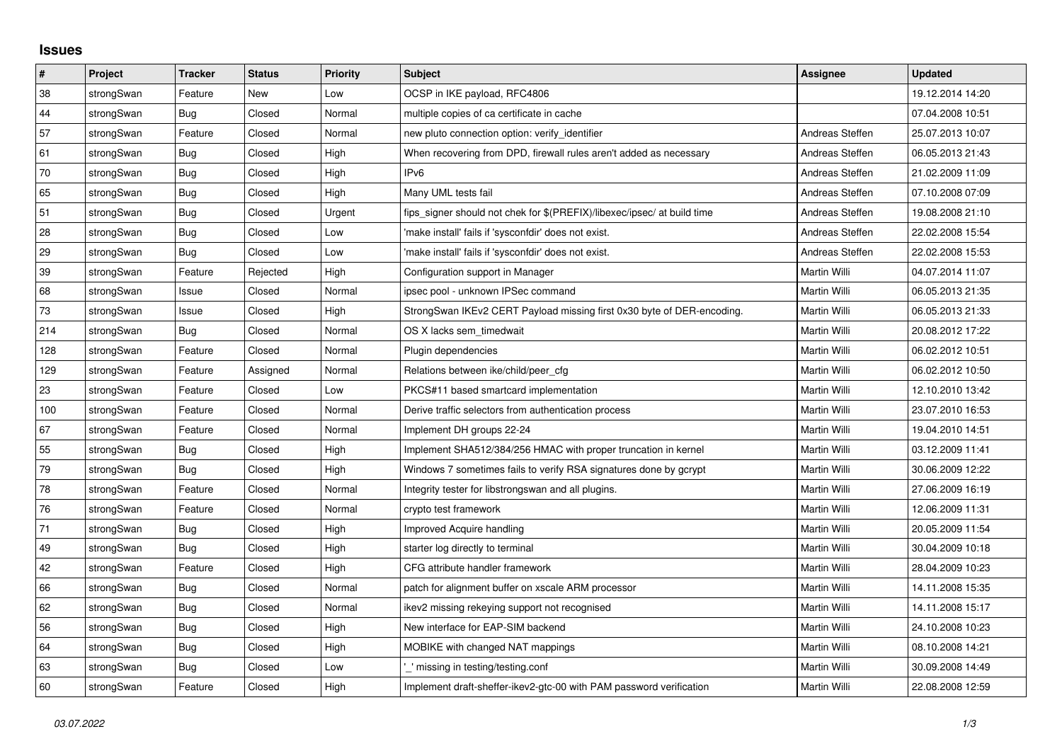# Issues

| # | Project | Tracker | Status | Priority | Subject | Assignee | Updated |
|---|---|---|---|---|---|---|---|
| 38 | strongSwan | Feature | New | Low | OCSP in IKE payload, RFC4806 | | 19.12.2014 14:20 |
| 44 | strongSwan | Bug | Closed | Normal | multiple copies of ca certificate in cache | | 07.04.2008 10:51 |
| 57 | strongSwan | Feature | Closed | Normal | new pluto connection option: verify_identifier | Andreas Steffen | 25.07.2013 10:07 |
| 61 | strongSwan | Bug | Closed | High | When recovering from DPD, firewall rules aren't added as necessary | Andreas Steffen | 06.05.2013 21:43 |
| 70 | strongSwan | Bug | Closed | High | IPv6 | Andreas Steffen | 21.02.2009 11:09 |
| 65 | strongSwan | Bug | Closed | High | Many UML tests fail | Andreas Steffen | 07.10.2008 07:09 |
| 51 | strongSwan | Bug | Closed | Urgent | fips_signer should not chek for $(PREFIX)/libexec/ipsec/ at build time | Andreas Steffen | 19.08.2008 21:10 |
| 28 | strongSwan | Bug | Closed | Low | 'make install' fails if 'sysconfdir' does not exist. | Andreas Steffen | 22.02.2008 15:54 |
| 29 | strongSwan | Bug | Closed | Low | 'make install' fails if 'sysconfdir' does not exist. | Andreas Steffen | 22.02.2008 15:53 |
| 39 | strongSwan | Feature | Rejected | High | Configuration support in Manager | Martin Willi | 04.07.2014 11:07 |
| 68 | strongSwan | Issue | Closed | Normal | ipsec pool - unknown IPSec command | Martin Willi | 06.05.2013 21:35 |
| 73 | strongSwan | Issue | Closed | High | StrongSwan IKEv2 CERT Payload missing first 0x30 byte of DER-encoding. | Martin Willi | 06.05.2013 21:33 |
| 214 | strongSwan | Bug | Closed | Normal | OS X lacks sem_timedwait | Martin Willi | 20.08.2012 17:22 |
| 128 | strongSwan | Feature | Closed | Normal | Plugin dependencies | Martin Willi | 06.02.2012 10:51 |
| 129 | strongSwan | Feature | Assigned | Normal | Relations between ike/child/peer_cfg | Martin Willi | 06.02.2012 10:50 |
| 23 | strongSwan | Feature | Closed | Low | PKCS#11 based smartcard implementation | Martin Willi | 12.10.2010 13:42 |
| 100 | strongSwan | Feature | Closed | Normal | Derive traffic selectors from authentication process | Martin Willi | 23.07.2010 16:53 |
| 67 | strongSwan | Feature | Closed | Normal | Implement DH groups 22-24 | Martin Willi | 19.04.2010 14:51 |
| 55 | strongSwan | Bug | Closed | High | Implement SHA512/384/256 HMAC with proper truncation in kernel | Martin Willi | 03.12.2009 11:41 |
| 79 | strongSwan | Bug | Closed | High | Windows 7 sometimes fails to verify RSA signatures done by gcrypt | Martin Willi | 30.06.2009 12:22 |
| 78 | strongSwan | Feature | Closed | Normal | Integrity tester for libstrongswan and all plugins. | Martin Willi | 27.06.2009 16:19 |
| 76 | strongSwan | Feature | Closed | Normal | crypto test framework | Martin Willi | 12.06.2009 11:31 |
| 71 | strongSwan | Bug | Closed | High | Improved Acquire handling | Martin Willi | 20.05.2009 11:54 |
| 49 | strongSwan | Bug | Closed | High | starter log directly to terminal | Martin Willi | 30.04.2009 10:18 |
| 42 | strongSwan | Feature | Closed | High | CFG attribute handler framework | Martin Willi | 28.04.2009 10:23 |
| 66 | strongSwan | Bug | Closed | Normal | patch for alignment buffer on xscale ARM processor | Martin Willi | 14.11.2008 15:35 |
| 62 | strongSwan | Bug | Closed | Normal | ikev2 missing rekeying support not recognised | Martin Willi | 14.11.2008 15:17 |
| 56 | strongSwan | Bug | Closed | High | New interface for EAP-SIM backend | Martin Willi | 24.10.2008 10:23 |
| 64 | strongSwan | Bug | Closed | High | MOBIKE with changed NAT mappings | Martin Willi | 08.10.2008 14:21 |
| 63 | strongSwan | Bug | Closed | Low | '_' missing in testing/testing.conf | Martin Willi | 30.09.2008 14:49 |
| 60 | strongSwan | Feature | Closed | High | Implement draft-sheffer-ikev2-gtc-00 with PAM password verification | Martin Willi | 22.08.2008 12:59 |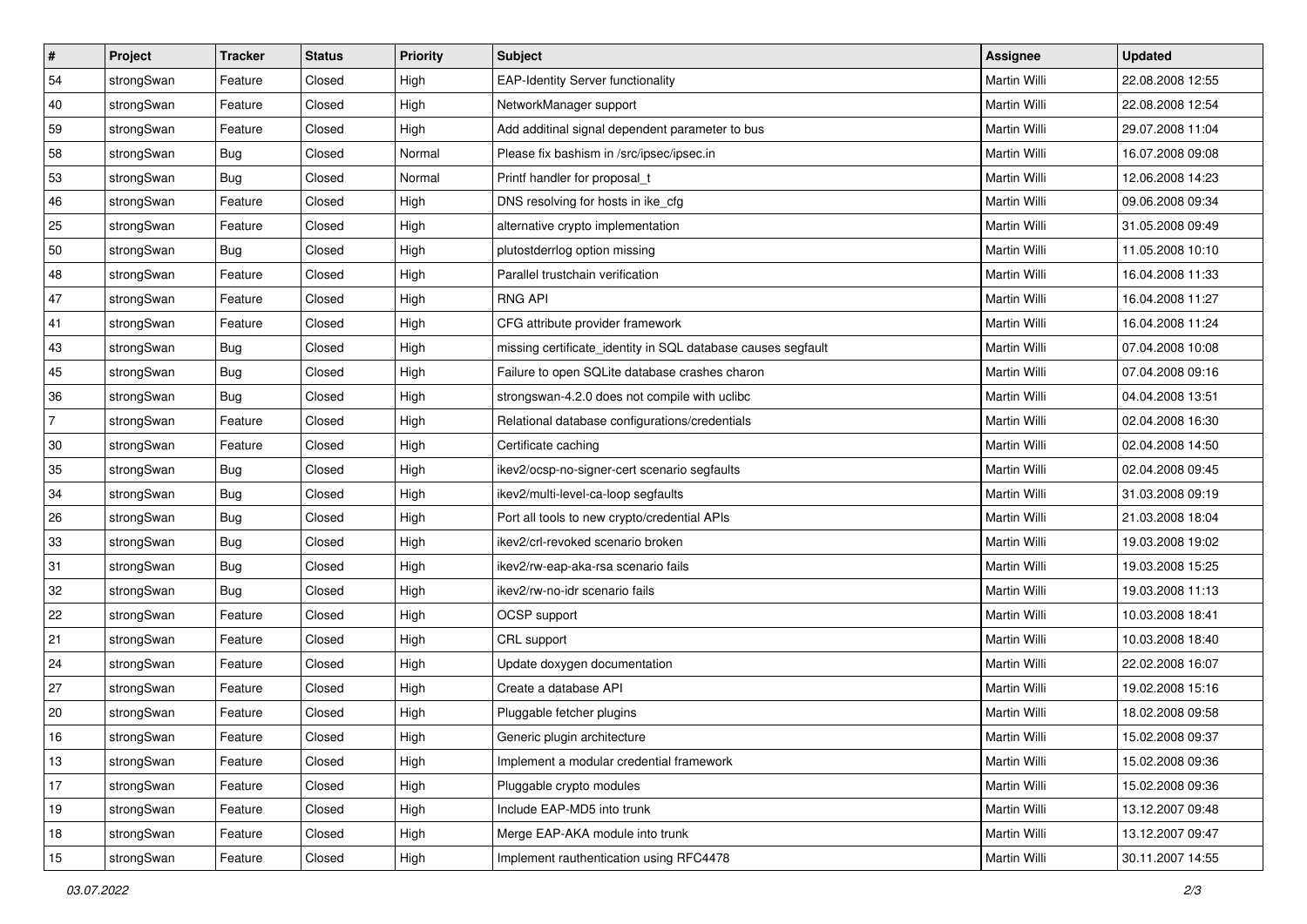| # | Project | Tracker | Status | Priority | Subject | Assignee | Updated |
|---|---|---|---|---|---|---|---|
| 54 | strongSwan | Feature | Closed | High | EAP-Identity Server functionality | Martin Willi | 22.08.2008 12:55 |
| 40 | strongSwan | Feature | Closed | High | NetworkManager support | Martin Willi | 22.08.2008 12:54 |
| 59 | strongSwan | Feature | Closed | High | Add additinal signal dependent parameter to bus | Martin Willi | 29.07.2008 11:04 |
| 58 | strongSwan | Bug | Closed | Normal | Please fix bashism in /src/ipsec/ipsec.in | Martin Willi | 16.07.2008 09:08 |
| 53 | strongSwan | Bug | Closed | Normal | Printf handler for proposal_t | Martin Willi | 12.06.2008 14:23 |
| 46 | strongSwan | Feature | Closed | High | DNS resolving for hosts in ike_cfg | Martin Willi | 09.06.2008 09:34 |
| 25 | strongSwan | Feature | Closed | High | alternative crypto implementation | Martin Willi | 31.05.2008 09:49 |
| 50 | strongSwan | Bug | Closed | High | plutostderrlog option missing | Martin Willi | 11.05.2008 10:10 |
| 48 | strongSwan | Feature | Closed | High | Parallel trustchain verification | Martin Willi | 16.04.2008 11:33 |
| 47 | strongSwan | Feature | Closed | High | RNG API | Martin Willi | 16.04.2008 11:27 |
| 41 | strongSwan | Feature | Closed | High | CFG attribute provider framework | Martin Willi | 16.04.2008 11:24 |
| 43 | strongSwan | Bug | Closed | High | missing certificate_identity in SQL database causes segfault | Martin Willi | 07.04.2008 10:08 |
| 45 | strongSwan | Bug | Closed | High | Failure to open SQLite database crashes charon | Martin Willi | 07.04.2008 09:16 |
| 36 | strongSwan | Bug | Closed | High | strongswan-4.2.0 does not compile with uclibc | Martin Willi | 04.04.2008 13:51 |
| 7 | strongSwan | Feature | Closed | High | Relational database configurations/credentials | Martin Willi | 02.04.2008 16:30 |
| 30 | strongSwan | Feature | Closed | High | Certificate caching | Martin Willi | 02.04.2008 14:50 |
| 35 | strongSwan | Bug | Closed | High | ikev2/ocsp-no-signer-cert scenario segfaults | Martin Willi | 02.04.2008 09:45 |
| 34 | strongSwan | Bug | Closed | High | ikev2/multi-level-ca-loop segfaults | Martin Willi | 31.03.2008 09:19 |
| 26 | strongSwan | Bug | Closed | High | Port all tools to new crypto/credential APIs | Martin Willi | 21.03.2008 18:04 |
| 33 | strongSwan | Bug | Closed | High | ikev2/crl-revoked scenario broken | Martin Willi | 19.03.2008 19:02 |
| 31 | strongSwan | Bug | Closed | High | ikev2/rw-eap-aka-rsa scenario fails | Martin Willi | 19.03.2008 15:25 |
| 32 | strongSwan | Bug | Closed | High | ikev2/rw-no-idr scenario fails | Martin Willi | 19.03.2008 11:13 |
| 22 | strongSwan | Feature | Closed | High | OCSP support | Martin Willi | 10.03.2008 18:41 |
| 21 | strongSwan | Feature | Closed | High | CRL support | Martin Willi | 10.03.2008 18:40 |
| 24 | strongSwan | Feature | Closed | High | Update doxygen documentation | Martin Willi | 22.02.2008 16:07 |
| 27 | strongSwan | Feature | Closed | High | Create a database API | Martin Willi | 19.02.2008 15:16 |
| 20 | strongSwan | Feature | Closed | High | Pluggable fetcher plugins | Martin Willi | 18.02.2008 09:58 |
| 16 | strongSwan | Feature | Closed | High | Generic plugin architecture | Martin Willi | 15.02.2008 09:37 |
| 13 | strongSwan | Feature | Closed | High | Implement a modular credential framework | Martin Willi | 15.02.2008 09:36 |
| 17 | strongSwan | Feature | Closed | High | Pluggable crypto modules | Martin Willi | 15.02.2008 09:36 |
| 19 | strongSwan | Feature | Closed | High | Include EAP-MD5 into trunk | Martin Willi | 13.12.2007 09:48 |
| 18 | strongSwan | Feature | Closed | High | Merge EAP-AKA module into trunk | Martin Willi | 13.12.2007 09:47 |
| 15 | strongSwan | Feature | Closed | High | Implement rauthentication using RFC4478 | Martin Willi | 30.11.2007 14:55 |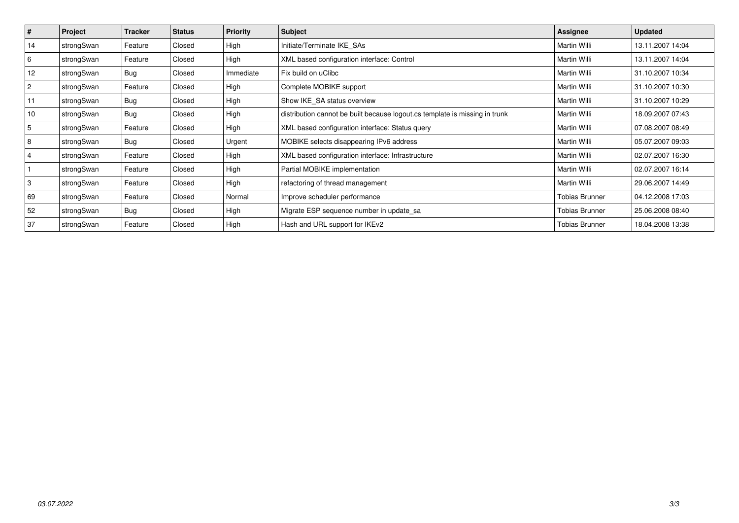| # | Project | Tracker | Status | Priority | Subject | Assignee | Updated |
|---|---|---|---|---|---|---|---|
| 14 | strongSwan | Feature | Closed | High | Initiate/Terminate IKE_SAs | Martin Willi | 13.11.2007 14:04 |
| 6 | strongSwan | Feature | Closed | High | XML based configuration interface: Control | Martin Willi | 13.11.2007 14:04 |
| 12 | strongSwan | Bug | Closed | Immediate | Fix build on uClibc | Martin Willi | 31.10.2007 10:34 |
| 2 | strongSwan | Feature | Closed | High | Complete MOBIKE support | Martin Willi | 31.10.2007 10:30 |
| 11 | strongSwan | Bug | Closed | High | Show IKE_SA status overview | Martin Willi | 31.10.2007 10:29 |
| 10 | strongSwan | Bug | Closed | High | distribution cannot be built because logout.cs template is missing in trunk | Martin Willi | 18.09.2007 07:43 |
| 5 | strongSwan | Feature | Closed | High | XML based configuration interface: Status query | Martin Willi | 07.08.2007 08:49 |
| 8 | strongSwan | Bug | Closed | Urgent | MOBIKE selects disappearing IPv6 address | Martin Willi | 05.07.2007 09:03 |
| 4 | strongSwan | Feature | Closed | High | XML based configuration interface: Infrastructure | Martin Willi | 02.07.2007 16:30 |
| 1 | strongSwan | Feature | Closed | High | Partial MOBIKE implementation | Martin Willi | 02.07.2007 16:14 |
| 3 | strongSwan | Feature | Closed | High | refactoring of thread management | Martin Willi | 29.06.2007 14:49 |
| 69 | strongSwan | Feature | Closed | Normal | Improve scheduler performance | Tobias Brunner | 04.12.2008 17:03 |
| 52 | strongSwan | Bug | Closed | High | Migrate ESP sequence number in update_sa | Tobias Brunner | 25.06.2008 08:40 |
| 37 | strongSwan | Feature | Closed | High | Hash and URL support for IKEv2 | Tobias Brunner | 18.04.2008 13:38 |